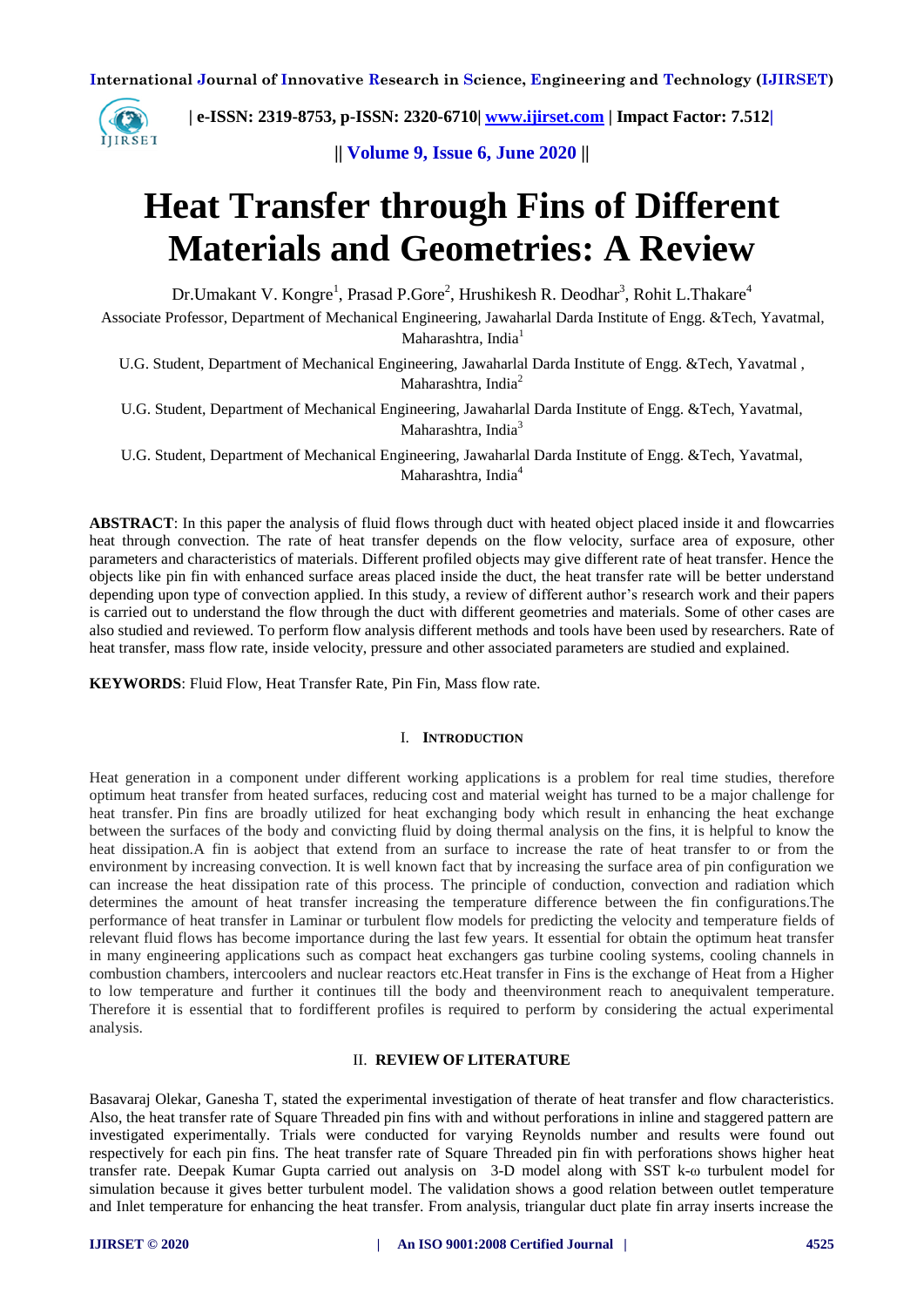# Heat Transfer through Fins of Different Materials and Geometries: A Review

Dr.Umakant V. Kongre[1], Prasad P.Gore[2], Hrushikesh R. Deodhar[3], Rohit L.Thakare[4]

Associate Professor, Department of Mechanical Engineering, Jawaharlal Darda Institute of Engg. &Tech, Yavatmal, Maharashtra, India[1]

U.G. Student, Department of Mechanical Engineering, Jawaharlal Darda Institute of Engg. &Tech, Yavatmal , Maharashtra, India[2]

U.G. Student, Department of Mechanical Engineering, Jawaharlal Darda Institute of Engg. &Tech, Yavatmal, Maharashtra, India[3]

U.G. Student, Department of Mechanical Engineering, Jawaharlal Darda Institute of Engg. &Tech, Yavatmal, Maharashtra, India[4]

**ABSTRACT**: In this paper the analysis of fluid flows through duct with heated object placed inside it and flowcarries heat through convection. The rate of heat transfer depends on the flow velocity, surface area of exposure, other parameters and characteristics of materials. Different profiled objects may give different rate of heat transfer. Hence the objects like pin fin with enhanced surface areas placed inside the duct, the heat transfer rate will be better understand depending upon type of convection applied. In this study, a review of different author's research work and their papers is carried out to understand the flow through the duct with different geometries and materials. Some of other cases are also studied and reviewed. To perform flow analysis different methods and tools have been used by researchers. Rate of heat transfer, mass flow rate, inside velocity, pressure and other associated parameters are studied and explained.

**KEYWORDS**: Fluid Flow, Heat Transfer Rate, Pin Fin, Mass flow rate.

## I. INTRODUCTION

Heat generation in a component under different working applications is a problem for real time studies, therefore optimum heat transfer from heated surfaces, reducing cost and material weight has turned to be a major challenge for heat transfer. Pin fins are broadly utilized for heat exchanging body which result in enhancing the heat exchange between the surfaces of the body and convicting fluid by doing thermal analysis on the fins, it is helpful to know the heat dissipation.A fin is aobject that extend from an surface to increase the rate of heat transfer to or from the environment by increasing convection. It is well known fact that by increasing the surface area of pin configuration we can increase the heat dissipation rate of this process. The principle of conduction, convection and radiation which determines the amount of heat transfer increasing the temperature difference between the fin configurations.The performance of heat transfer in Laminar or turbulent flow models for predicting the velocity and temperature fields of relevant fluid flows has become importance during the last few years. It essential for obtain the optimum heat transfer in many engineering applications such as compact heat exchangers gas turbine cooling systems, cooling channels in combustion chambers, intercoolers and nuclear reactors etc.Heat transfer in Fins is the exchange of Heat from a Higher to low temperature and further it continues till the body and theenvironment reach to anequivalent temperature. Therefore it is essential that to fordifferent profiles is required to perform by considering the actual experimental analysis.

## II. REVIEW OF LITERATURE

Basavaraj Olekar, Ganesha T, stated the experimental investigation of therate of heat transfer and flow characteristics. Also, the heat transfer rate of Square Threaded pin fins with and without perforations in inline and staggered pattern are investigated experimentally. Trials were conducted for varying Reynolds number and results were found out respectively for each pin fins. The heat transfer rate of Square Threaded pin fin with perforations shows higher heat transfer rate. Deepak Kumar Gupta carried out analysis on 3-D model along with SST k-ω turbulent model for simulation because it gives better turbulent model. The validation shows a good relation between outlet temperature and Inlet temperature for enhancing the heat transfer. From analysis, triangular duct plate fin array inserts increase the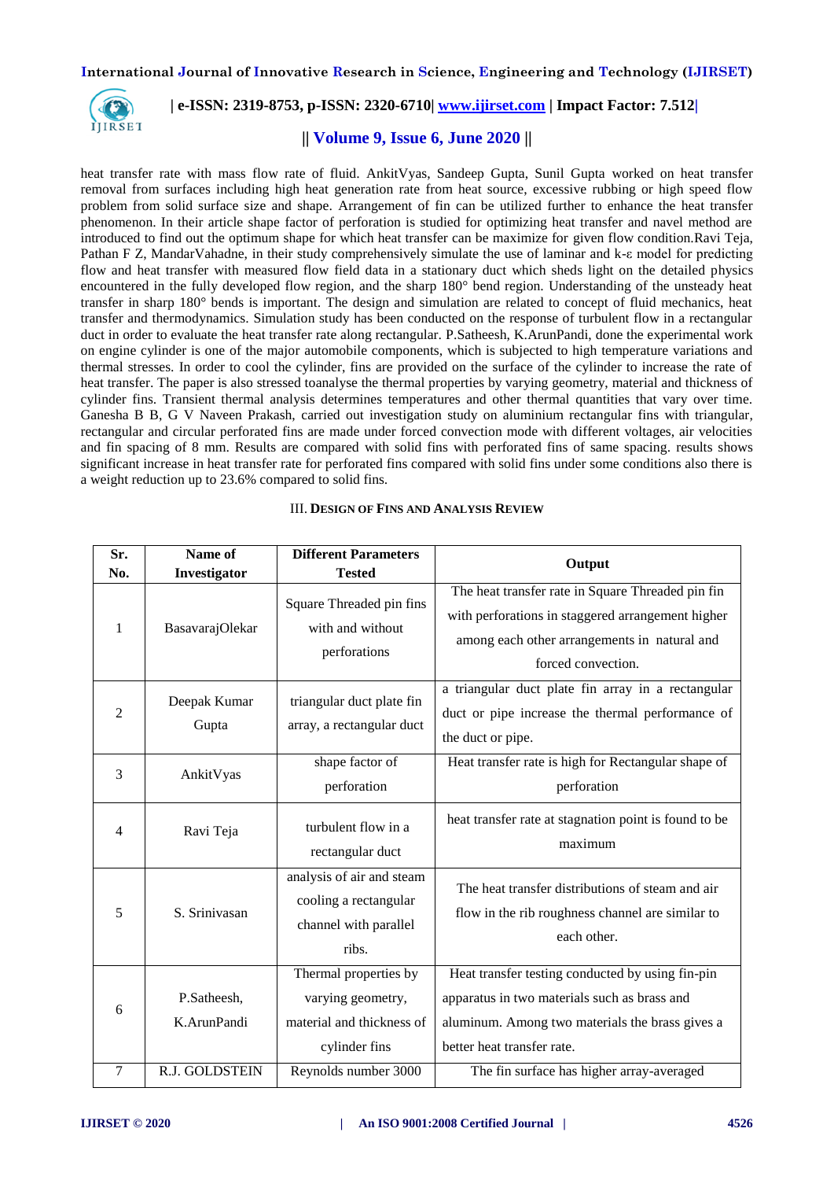heat transfer rate with mass flow rate of fluid. AnkitVyas, Sandeep Gupta, Sunil Gupta worked on heat transfer removal from surfaces including high heat generation rate from heat source, excessive rubbing or high speed flow problem from solid surface size and shape. Arrangement of fin can be utilized further to enhance the heat transfer phenomenon. In their article shape factor of perforation is studied for optimizing heat transfer and navel method are introduced to find out the optimum shape for which heat transfer can be maximize for given flow condition.Ravi Teja, Pathan F Z, MandarVahadne, in their study comprehensively simulate the use of laminar and k-ε model for predicting flow and heat transfer with measured flow field data in a stationary duct which sheds light on the detailed physics encountered in the fully developed flow region, and the sharp 180° bend region. Understanding of the unsteady heat transfer in sharp 180° bends is important. The design and simulation are related to concept of fluid mechanics, heat transfer and thermodynamics. Simulation study has been conducted on the response of turbulent flow in a rectangular duct in order to evaluate the heat transfer rate along rectangular. P.Satheesh, K.ArunPandi, done the experimental work on engine cylinder is one of the major automobile components, which is subjected to high temperature variations and thermal stresses. In order to cool the cylinder, fins are provided on the surface of the cylinder to increase the rate of heat transfer. The paper is also stressed toanalyse the thermal properties by varying geometry, material and thickness of cylinder fins. Transient thermal analysis determines temperatures and other thermal quantities that vary over time. Ganesha B B, G V Naveen Prakash, carried out investigation study on aluminium rectangular fins with triangular, rectangular and circular perforated fins are made under forced convection mode with different voltages, air velocities and fin spacing of 8 mm. Results are compared with solid fins with perforated fins of same spacing. results shows significant increase in heat transfer rate for perforated fins compared with solid fins under some conditions also there is a weight reduction up to 23.6% compared to solid fins.

## III. Design of Fins and Analysis Review

| Sr. No. | Name of Investigator | Different Parameters Tested | Output |
|---|---|---|---|
| 1 | BasavarajOlekar | Square Threaded pin fins with and without perforations | The heat transfer rate in Square Threaded pin fin with perforations in staggered arrangement higher among each other arrangements in natural and forced convection. |
| 2 | Deepak Kumar Gupta | triangular duct plate fin array, a rectangular duct | a triangular duct plate fin array in a rectangular duct or pipe increase the thermal performance of the duct or pipe. |
| 3 | AnkitVyas | shape factor of perforation | Heat transfer rate is high for Rectangular shape of perforation |
| 4 | Ravi Teja | turbulent flow in a rectangular duct | heat transfer rate at stagnation point is found to be maximum |
| 5 | S. Srinivasan | analysis of air and steam cooling a rectangular channel with parallel ribs. | The heat transfer distributions of steam and air flow in the rib roughness channel are similar to each other. |
| 6 | P.Satheesh, K.ArunPandi | Thermal properties by varying geometry, material and thickness of cylinder fins | Heat transfer testing conducted by using fin-pin apparatus in two materials such as brass and aluminum. Among two materials the brass gives a better heat transfer rate. |
| 7 | R.J. GOLDSTEIN | Reynolds number 3000 | The fin surface has higher array-averaged |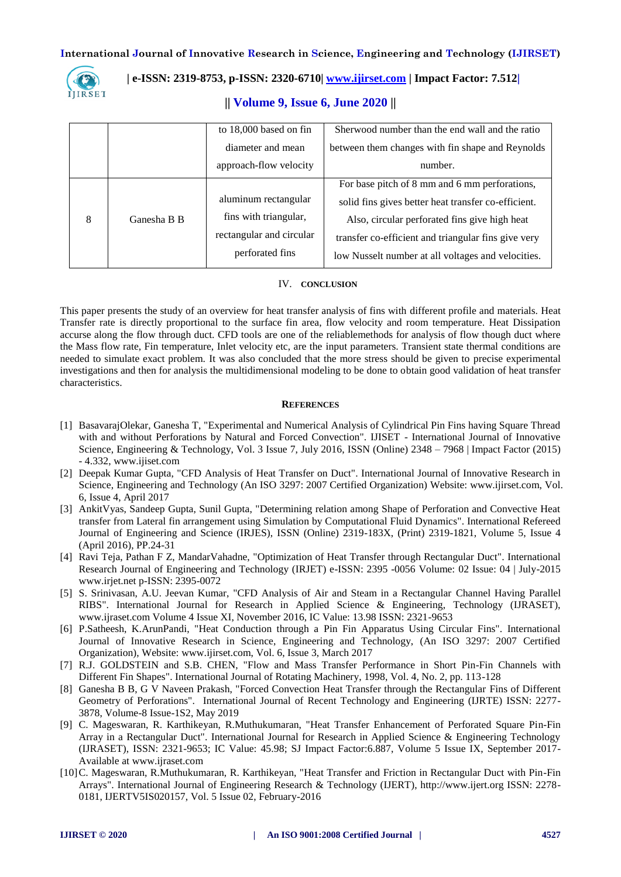|  |  |  |  |
|---|---|---|---|
|  |  | to 18,000 based on fin diameter and mean approach-flow velocity | Sherwood number than the end wall and the ratio between them changes with fin shape and Reynolds number. |
| 8 | Ganesha B B | aluminum rectangular fins with triangular, rectangular and circular perforated fins | For base pitch of 8 mm and 6 mm perforations, solid fins gives better heat transfer co-efficient. Also, circular perforated fins give high heat transfer co-efficient and triangular fins give very low Nusselt number at all voltages and velocities. |

## IV. CONCLUSION

This paper presents the study of an overview for heat transfer analysis of fins with different profile and materials. Heat Transfer rate is directly proportional to the surface fin area, flow velocity and room temperature. Heat Dissipation accurse along the flow through duct. CFD tools are one of the reliablemethods for analysis of flow though duct where the Mass flow rate, Fin temperature, Inlet velocity etc, are the input parameters. Transient state thermal conditions are needed to simulate exact problem. It was also concluded that the more stress should be given to precise experimental investigations and then for analysis the multidimensional modeling to be done to obtain good validation of heat transfer characteristics.

## REFERENCES

[1] BasavarajOlekar, Ganesha T, "Experimental and Numerical Analysis of Cylindrical Pin Fins having Square Thread with and without Perforations by Natural and Forced Convection". IJISET - International Journal of Innovative Science, Engineering & Technology, Vol. 3 Issue 7, July 2016, ISSN (Online) 2348 – 7968 | Impact Factor (2015) - 4.332, www.ijiset.com

[2] Deepak Kumar Gupta, "CFD Analysis of Heat Transfer on Duct". International Journal of Innovative Research in Science, Engineering and Technology (An ISO 3297: 2007 Certified Organization) Website: www.ijirset.com, Vol. 6, Issue 4, April 2017

[3] AnkitVyas, Sandeep Gupta, Sunil Gupta, "Determining relation among Shape of Perforation and Convective Heat transfer from Lateral fin arrangement using Simulation by Computational Fluid Dynamics". International Refereed Journal of Engineering and Science (IRJES), ISSN (Online) 2319-183X, (Print) 2319-1821, Volume 5, Issue 4 (April 2016), PP.24-31

[4] Ravi Teja, Pathan F Z, MandarVahadne, "Optimization of Heat Transfer through Rectangular Duct". International Research Journal of Engineering and Technology (IRJET) e-ISSN: 2395 -0056 Volume: 02 Issue: 04 | July-2015 www.irjet.net p-ISSN: 2395-0072

[5] S. Srinivasan, A.U. Jeevan Kumar, "CFD Analysis of Air and Steam in a Rectangular Channel Having Parallel RIBS". International Journal for Research in Applied Science & Engineering, Technology (IJRASET), www.ijraset.com Volume 4 Issue XI, November 2016, IC Value: 13.98 ISSN: 2321-9653

[6] P.Satheesh, K.ArunPandi, "Heat Conduction through a Pin Fin Apparatus Using Circular Fins". International Journal of Innovative Research in Science, Engineering and Technology, (An ISO 3297: 2007 Certified Organization), Website: www.ijirset.com, Vol. 6, Issue 3, March 2017

[7] R.J. GOLDSTEIN and S.B. CHEN, "Flow and Mass Transfer Performance in Short Pin-Fin Channels with Different Fin Shapes". International Journal of Rotating Machinery, 1998, Vol. 4, No. 2, pp. 113-128

[8] Ganesha B B, G V Naveen Prakash, "Forced Convection Heat Transfer through the Rectangular Fins of Different Geometry of Perforations". International Journal of Recent Technology and Engineering (IJRTE) ISSN: 2277-3878, Volume-8 Issue-1S2, May 2019

[9] C. Mageswaran, R. Karthikeyan, R.Muthukumaran, "Heat Transfer Enhancement of Perforated Square Pin-Fin Array in a Rectangular Duct". International Journal for Research in Applied Science & Engineering Technology (IJRASET), ISSN: 2321-9653; IC Value: 45.98; SJ Impact Factor:6.887, Volume 5 Issue IX, September 2017- Available at www.ijraset.com

[10] C. Mageswaran, R.Muthukumaran, R. Karthikeyan, "Heat Transfer and Friction in Rectangular Duct with Pin-Fin Arrays". International Journal of Engineering Research & Technology (IJERT), http://www.ijert.org ISSN: 2278-0181, IJERTV5IS020157, Vol. 5 Issue 02, February-2016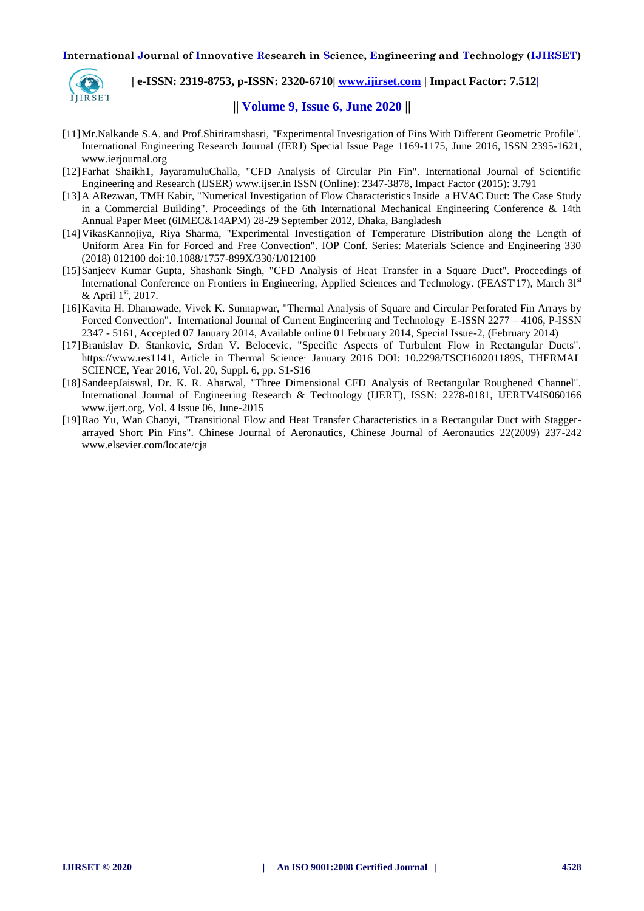[11] Mr.Nalkande S.A. and Prof.Shiriramshasri, "Experimental Investigation of Fins With Different Geometric Profile". International Engineering Research Journal (IERJ) Special Issue Page 1169-1175, June 2016, ISSN 2395-1621, www.ierjournal.org

[12] Farhat Shaikh1, JayaramuluChalla, "CFD Analysis of Circular Pin Fin". International Journal of Scientific Engineering and Research (IJSER) www.ijser.in ISSN (Online): 2347-3878, Impact Factor (2015): 3.791

[13] A ARezwan, TMH Kabir, "Numerical Investigation of Flow Characteristics Inside a HVAC Duct: The Case Study in a Commercial Building". Proceedings of the 6th International Mechanical Engineering Conference & 14th Annual Paper Meet (6IMEC&14APM) 28-29 September 2012, Dhaka, Bangladesh

[14] VikasKannojiya, Riya Sharma, "Experimental Investigation of Temperature Distribution along the Length of Uniform Area Fin for Forced and Free Convection". IOP Conf. Series: Materials Science and Engineering 330 (2018) 012100 doi:10.1088/1757-899X/330/1/012100

[15] Sanjeev Kumar Gupta, Shashank Singh, "CFD Analysis of Heat Transfer in a Square Duct". Proceedings of International Conference on Frontiers in Engineering, Applied Sciences and Technology. (FEAST'17), March 31st & April 1st, 2017.

[16] Kavita H. Dhanawade, Vivek K. Sunnapwar, "Thermal Analysis of Square and Circular Perforated Fin Arrays by Forced Convection". International Journal of Current Engineering and Technology E-ISSN 2277 – 4106, P-ISSN 2347 - 5161, Accepted 07 January 2014, Available online 01 February 2014, Special Issue-2, (February 2014)

[17] Branislav D. Stankovic, Srdan V. Belocevic, "Specific Aspects of Turbulent Flow in Rectangular Ducts". https://www.res1141, Article in Thermal Science· January 2016 DOI: 10.2298/TSCI160201189S, THERMAL SCIENCE, Year 2016, Vol. 20, Suppl. 6, pp. S1-S16

[18] SandeepJaiswal, Dr. K. R. Aharwal, "Three Dimensional CFD Analysis of Rectangular Roughened Channel". International Journal of Engineering Research & Technology (IJERT), ISSN: 2278-0181, IJERTV4IS060166 www.ijert.org, Vol. 4 Issue 06, June-2015

[19] Rao Yu, Wan Chaoyi, "Transitional Flow and Heat Transfer Characteristics in a Rectangular Duct with Stagger-arrayed Short Pin Fins". Chinese Journal of Aeronautics, Chinese Journal of Aeronautics 22(2009) 237-242 www.elsevier.com/locate/cja